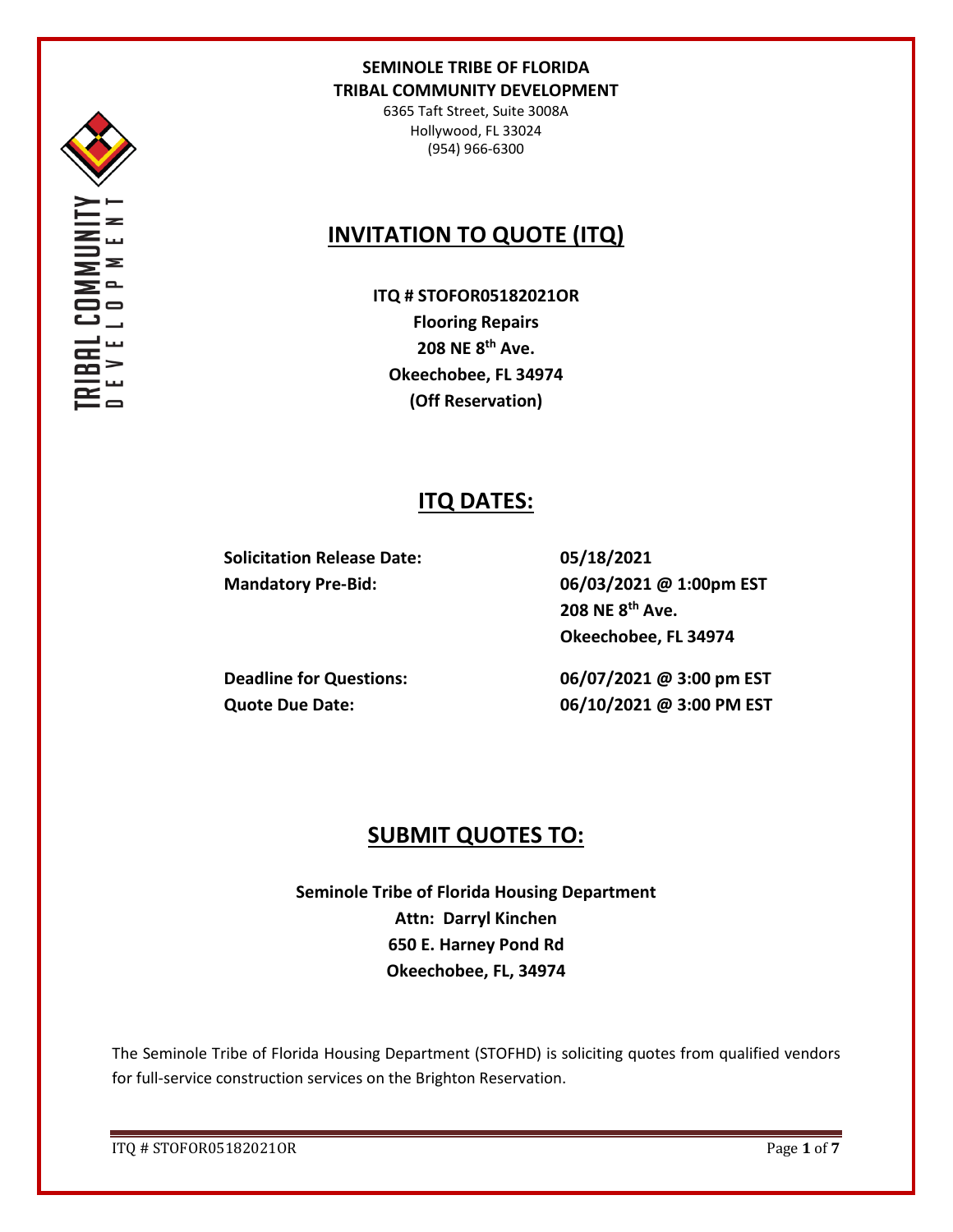**SEMINOLE TRIBE OF FLORIDA**
**TRIBAL COMMUNITY DEVELOPMENT**

6365 Taft Street, Suite 3008A
Hollywood, FL 33024
(954) 966-6300

# INVITATION TO QUOTE (ITQ)

**ITQ # STOFOR05182021OR**
**Flooring Repairs**
**208 NE 8th Ave.**
**Okeechobee, FL 34974**
**(Off Reservation)**

## ITQ DATES:

| | |
|---|---|
| **Solicitation Release Date:** | **05/18/2021** |
| **Mandatory Pre-Bid:** | **06/03/2021 @ 1:00pm EST**<br>**208 NE 8th Ave.**<br>**Okeechobee, FL 34974** |
| **Deadline for Questions:** | **06/07/2021 @ 3:00 pm EST** |
| **Quote Due Date:** | **06/10/2021 @ 3:00 PM EST** |

## SUBMIT QUOTES TO:

**Seminole Tribe of Florida Housing Department**
**Attn: Darryl Kinchen**
**650 E. Harney Pond Rd**
**Okeechobee, FL, 34974**

The Seminole Tribe of Florida Housing Department (STOFHD) is soliciting quotes from qualified vendors for full-service construction services on the Brighton Reservation.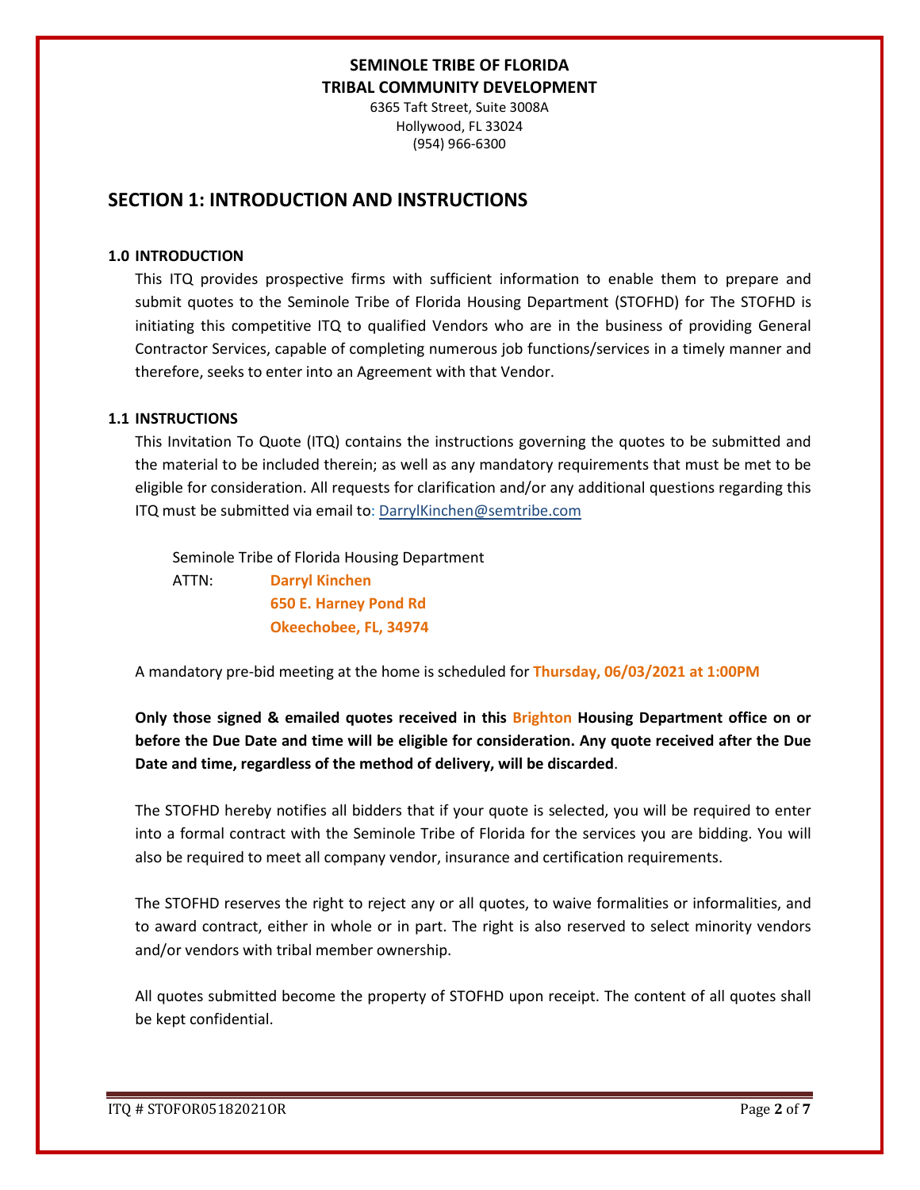**SEMINOLE TRIBE OF FLORIDA**
**TRIBAL COMMUNITY DEVELOPMENT**
6365 Taft Street, Suite 3008A
Hollywood, FL 33024
(954) 966-6300

## SECTION 1: INTRODUCTION AND INSTRUCTIONS

### 1.0 INTRODUCTION

This ITQ provides prospective firms with sufficient information to enable them to prepare and submit quotes to the Seminole Tribe of Florida Housing Department (STOFHD) for The STOFHD is initiating this competitive ITQ to qualified Vendors who are in the business of providing General Contractor Services, capable of completing numerous job functions/services in a timely manner and therefore, seeks to enter into an Agreement with that Vendor.

### 1.1 INSTRUCTIONS

This Invitation To Quote (ITQ) contains the instructions governing the quotes to be submitted and the material to be included therein; as well as any mandatory requirements that must be met to be eligible for consideration. All requests for clarification and/or any additional questions regarding this ITQ must be submitted via email to: DarrylKinchen@semtribe.com

Seminole Tribe of Florida Housing Department
ATTN: **Darryl Kinchen**
**650 E. Harney Pond Rd**
**Okeechobee, FL, 34974**

A mandatory pre-bid meeting at the home is scheduled for **Thursday, 06/03/2021 at 1:00PM**

**Only those signed & emailed quotes received in this Brighton Housing Department office on or before the Due Date and time will be eligible for consideration. Any quote received after the Due Date and time, regardless of the method of delivery, will be discarded**.

The STOFHD hereby notifies all bidders that if your quote is selected, you will be required to enter into a formal contract with the Seminole Tribe of Florida for the services you are bidding. You will also be required to meet all company vendor, insurance and certification requirements.

The STOFHD reserves the right to reject any or all quotes, to waive formalities or informalities, and to award contract, either in whole or in part. The right is also reserved to select minority vendors and/or vendors with tribal member ownership.

All quotes submitted become the property of STOFHD upon receipt. The content of all quotes shall be kept confidential.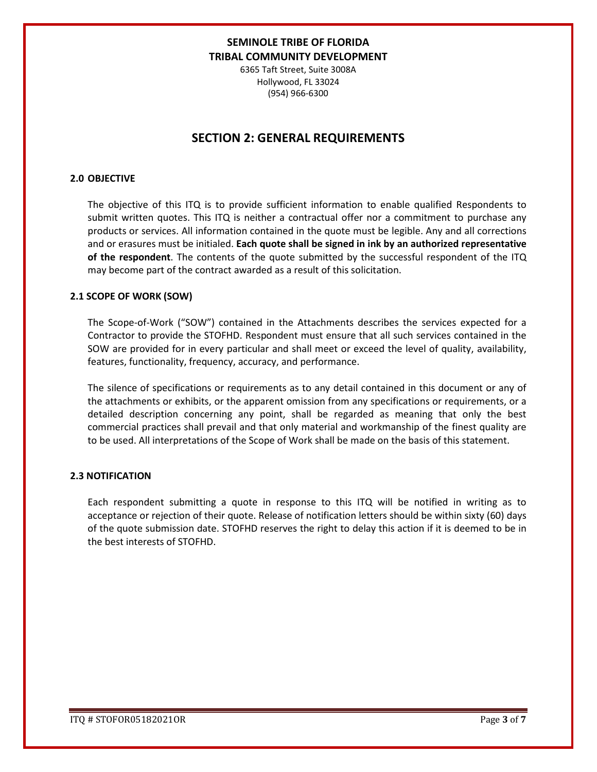**SEMINOLE TRIBE OF FLORIDA**
**TRIBAL COMMUNITY DEVELOPMENT**

6365 Taft Street, Suite 3008A
Hollywood, FL 33024
(954) 966-6300

# SECTION 2: GENERAL REQUIREMENTS

### 2.0 OBJECTIVE

The objective of this ITQ is to provide sufficient information to enable qualified Respondents to submit written quotes. This ITQ is neither a contractual offer nor a commitment to purchase any products or services. All information contained in the quote must be legible. Any and all corrections and or erasures must be initialed. **Each quote shall be signed in ink by an authorized representative of the respondent**. The contents of the quote submitted by the successful respondent of the ITQ may become part of the contract awarded as a result of this solicitation.

### 2.1 SCOPE OF WORK (SOW)

The Scope-of-Work ("SOW") contained in the Attachments describes the services expected for a Contractor to provide the STOFHD. Respondent must ensure that all such services contained in the SOW are provided for in every particular and shall meet or exceed the level of quality, availability, features, functionality, frequency, accuracy, and performance.

The silence of specifications or requirements as to any detail contained in this document or any of the attachments or exhibits, or the apparent omission from any specifications or requirements, or a detailed description concerning any point, shall be regarded as meaning that only the best commercial practices shall prevail and that only material and workmanship of the finest quality are to be used. All interpretations of the Scope of Work shall be made on the basis of this statement.

### 2.3 NOTIFICATION

Each respondent submitting a quote in response to this ITQ will be notified in writing as to acceptance or rejection of their quote. Release of notification letters should be within sixty (60) days of the quote submission date. STOFHD reserves the right to delay this action if it is deemed to be in the best interests of STOFHD.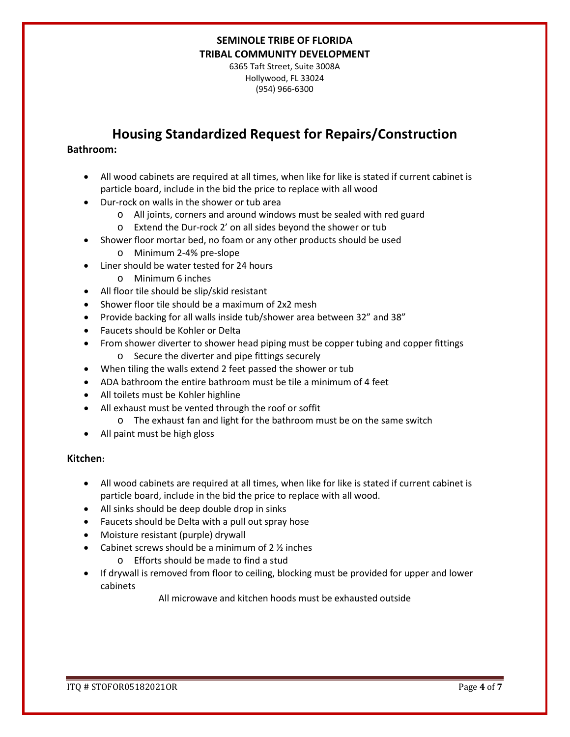**SEMINOLE TRIBE OF FLORIDA**
**TRIBAL COMMUNITY DEVELOPMENT**
6365 Taft Street, Suite 3008A
Hollywood, FL 33024
(954) 966-6300

# Housing Standardized Request for Repairs/Construction

**Bathroom:**

- All wood cabinets are required at all times, when like for like is stated if current cabinet is particle board, include in the bid the price to replace with all wood
- Dur-rock on walls in the shower or tub area
  - All joints, corners and around windows must be sealed with red guard
  - Extend the Dur-rock 2' on all sides beyond the shower or tub
- Shower floor mortar bed, no foam or any other products should be used
  - Minimum 2-4% pre-slope
- Liner should be water tested for 24 hours
  - Minimum 6 inches
- All floor tile should be slip/skid resistant
- Shower floor tile should be a maximum of 2x2 mesh
- Provide backing for all walls inside tub/shower area between 32" and 38"
- Faucets should be Kohler or Delta
- From shower diverter to shower head piping must be copper tubing and copper fittings
  - Secure the diverter and pipe fittings securely
- When tiling the walls extend 2 feet passed the shower or tub
- ADA bathroom the entire bathroom must be tile a minimum of 4 feet
- All toilets must be Kohler highline
- All exhaust must be vented through the roof or soffit
  - The exhaust fan and light for the bathroom must be on the same switch
- All paint must be high gloss

**Kitchen:**

- All wood cabinets are required at all times, when like for like is stated if current cabinet is particle board, include in the bid the price to replace with all wood.
- All sinks should be deep double drop in sinks
- Faucets should be Delta with a pull out spray hose
- Moisture resistant (purple) drywall
- Cabinet screws should be a minimum of 2 ½ inches
  - Efforts should be made to find a stud
- If drywall is removed from floor to ceiling, blocking must be provided for upper and lower cabinets

All microwave and kitchen hoods must be exhausted outside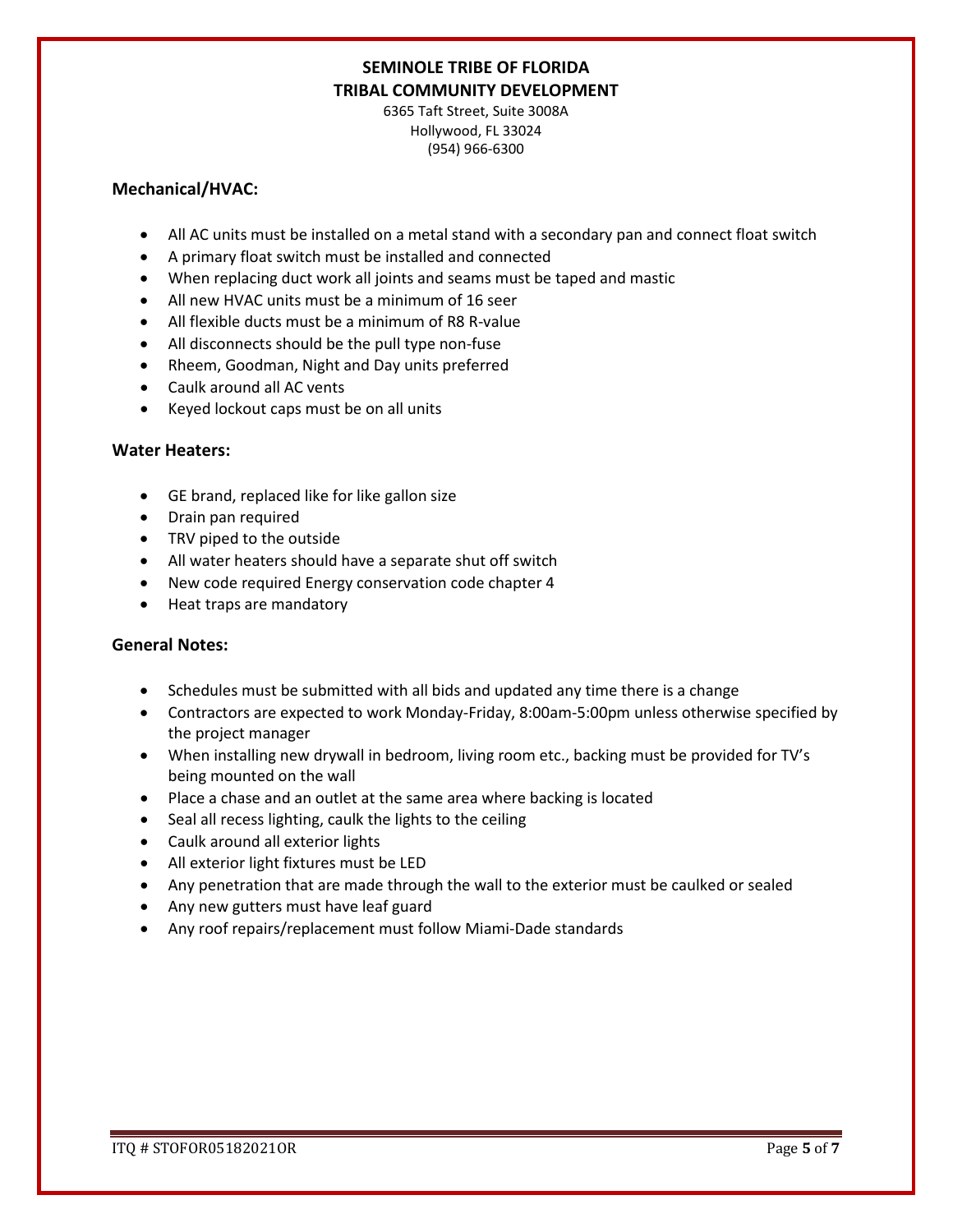**SEMINOLE TRIBE OF FLORIDA**
**TRIBAL COMMUNITY DEVELOPMENT**
6365 Taft Street, Suite 3008A
Hollywood, FL 33024
(954) 966-6300

### Mechanical/HVAC:

- All AC units must be installed on a metal stand with a secondary pan and connect float switch
- A primary float switch must be installed and connected
- When replacing duct work all joints and seams must be taped and mastic
- All new HVAC units must be a minimum of 16 seer
- All flexible ducts must be a minimum of R8 R-value
- All disconnects should be the pull type non-fuse
- Rheem, Goodman, Night and Day units preferred
- Caulk around all AC vents
- Keyed lockout caps must be on all units

### Water Heaters:

- GE brand, replaced like for like gallon size
- Drain pan required
- TRV piped to the outside
- All water heaters should have a separate shut off switch
- New code required Energy conservation code chapter 4
- Heat traps are mandatory

### General Notes:

- Schedules must be submitted with all bids and updated any time there is a change
- Contractors are expected to work Monday-Friday, 8:00am-5:00pm unless otherwise specified by the project manager
- When installing new drywall in bedroom, living room etc., backing must be provided for TV's being mounted on the wall
- Place a chase and an outlet at the same area where backing is located
- Seal all recess lighting, caulk the lights to the ceiling
- Caulk around all exterior lights
- All exterior light fixtures must be LED
- Any penetration that are made through the wall to the exterior must be caulked or sealed
- Any new gutters must have leaf guard
- Any roof repairs/replacement must follow Miami-Dade standards

ITQ # STOFOR05182021OR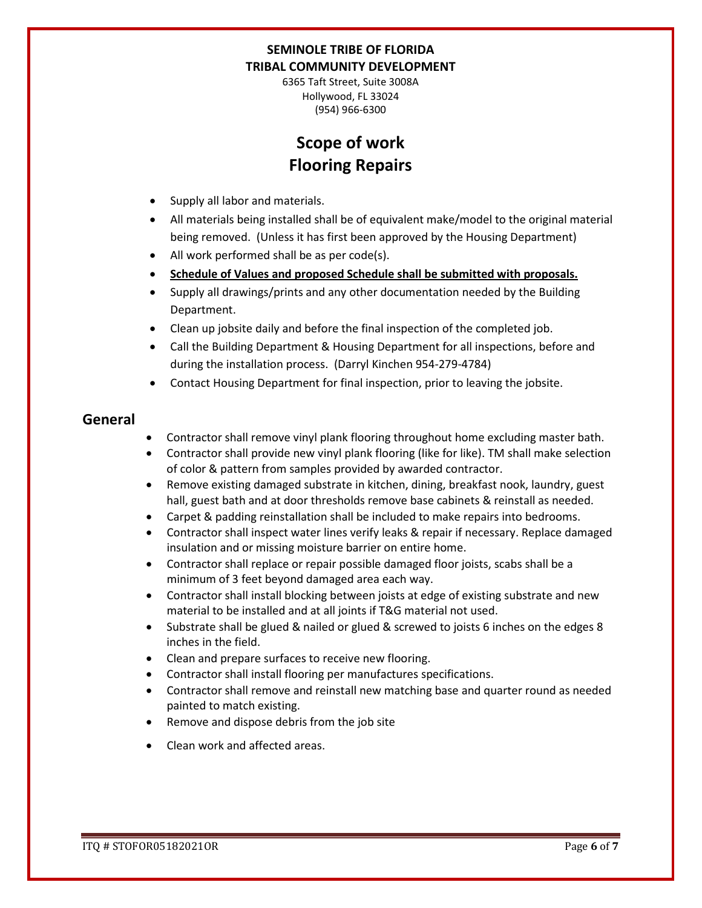**SEMINOLE TRIBE OF FLORIDA**
**TRIBAL COMMUNITY DEVELOPMENT**
6365 Taft Street, Suite 3008A
Hollywood, FL 33024
(954) 966-6300

# Scope of work
# Flooring Repairs

- Supply all labor and materials.
- All materials being installed shall be of equivalent make/model to the original material being removed. (Unless it has first been approved by the Housing Department)
- All work performed shall be as per code(s).
- **Schedule of Values and proposed Schedule shall be submitted with proposals.**
- Supply all drawings/prints and any other documentation needed by the Building Department.
- Clean up jobsite daily and before the final inspection of the completed job.
- Call the Building Department & Housing Department for all inspections, before and during the installation process. (Darryl Kinchen 954-279-4784)
- Contact Housing Department for final inspection, prior to leaving the jobsite.

## General

- Contractor shall remove vinyl plank flooring throughout home excluding master bath.
- Contractor shall provide new vinyl plank flooring (like for like). TM shall make selection of color & pattern from samples provided by awarded contractor.
- Remove existing damaged substrate in kitchen, dining, breakfast nook, laundry, guest hall, guest bath and at door thresholds remove base cabinets & reinstall as needed.
- Carpet & padding reinstallation shall be included to make repairs into bedrooms.
- Contractor shall inspect water lines verify leaks & repair if necessary. Replace damaged insulation and or missing moisture barrier on entire home.
- Contractor shall replace or repair possible damaged floor joists, scabs shall be a minimum of 3 feet beyond damaged area each way.
- Contractor shall install blocking between joists at edge of existing substrate and new material to be installed and at all joints if T&G material not used.
- Substrate shall be glued & nailed or glued & screwed to joists 6 inches on the edges 8 inches in the field.
- Clean and prepare surfaces to receive new flooring.
- Contractor shall install flooring per manufactures specifications.
- Contractor shall remove and reinstall new matching base and quarter round as needed painted to match existing.
- Remove and dispose debris from the job site
- Clean work and affected areas.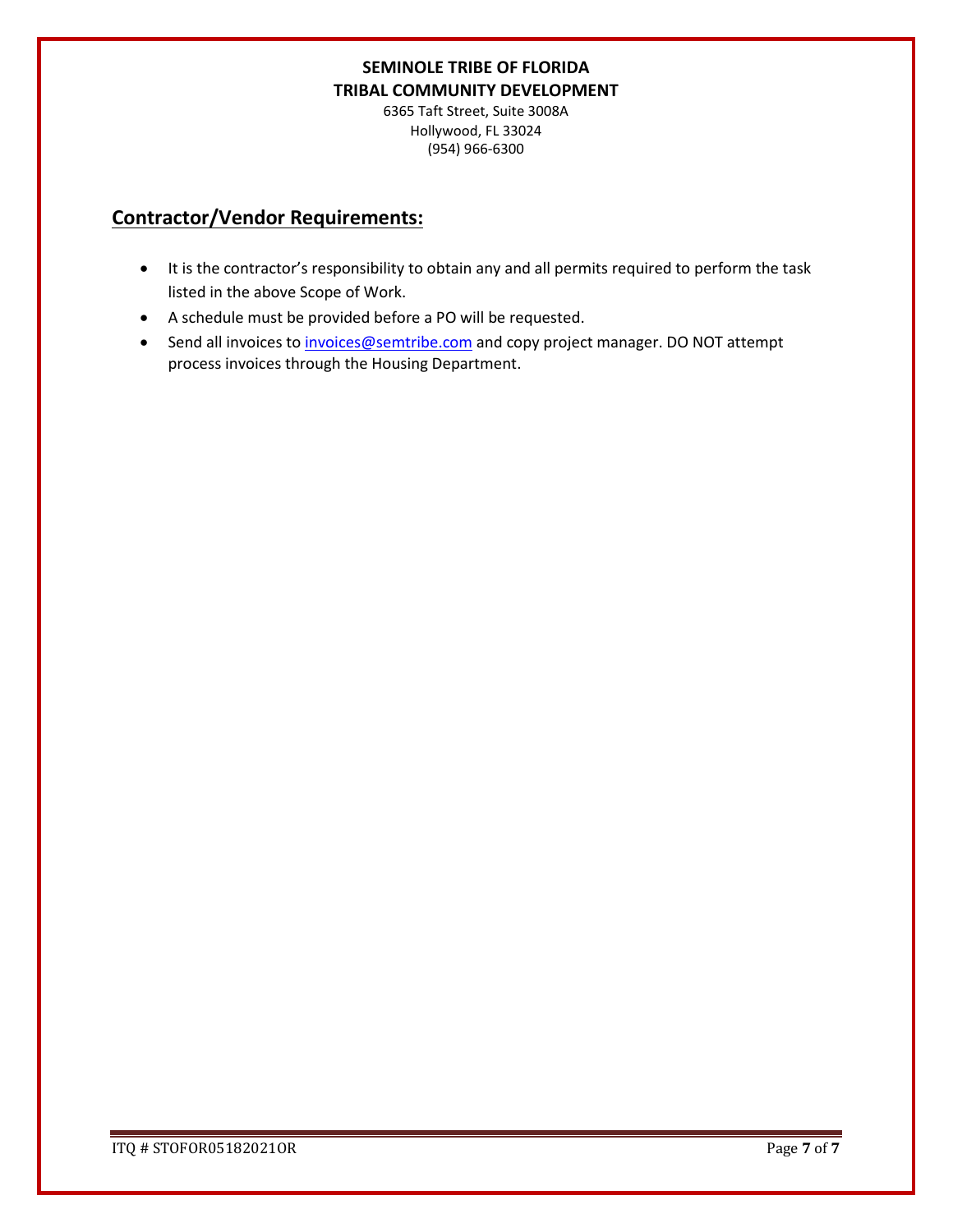**SEMINOLE TRIBE OF FLORIDA**
**TRIBAL COMMUNITY DEVELOPMENT**
6365 Taft Street, Suite 3008A
Hollywood, FL 33024
(954) 966-6300

## Contractor/Vendor Requirements:

- It is the contractor's responsibility to obtain any and all permits required to perform the task listed in the above Scope of Work.
- A schedule must be provided before a PO will be requested.
- Send all invoices to invoices@semtribe.com and copy project manager. DO NOT attempt process invoices through the Housing Department.